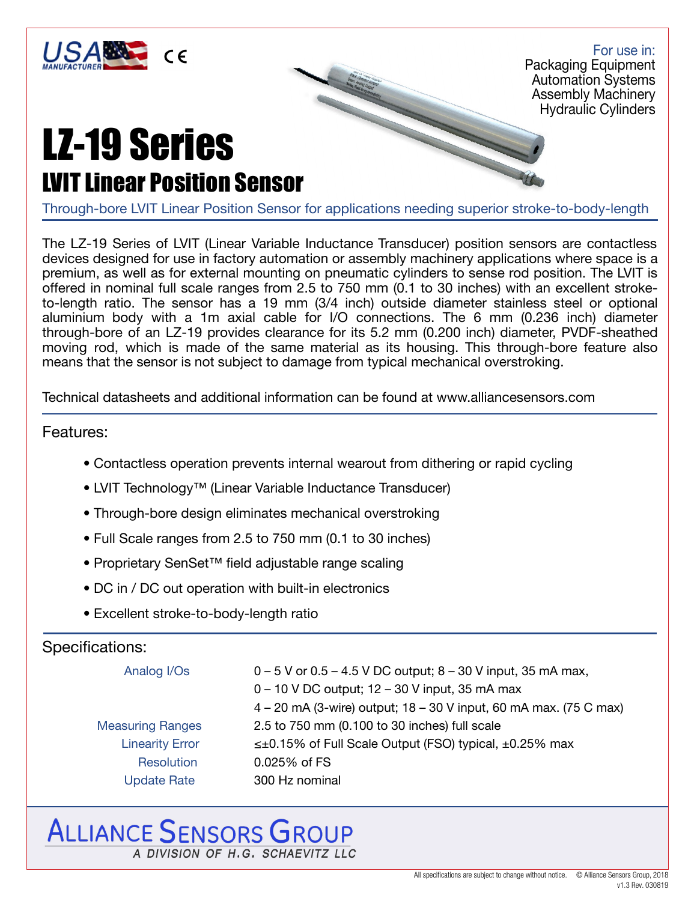USA MANUFACTURER CE

For use in:
Packaging Equipment
Automation Systems
Assembly Machinery
Hydraulic Cylinders

# LZ-19 Series

## LVIT Linear Position Sensor

Through-bore LVIT Linear Position Sensor for applications needing superior stroke-to-body-length

The LZ-19 Series of LVIT (Linear Variable Inductance Transducer) position sensors are contactless devices designed for use in factory automation or assembly machinery applications where space is a premium, as well as for external mounting on pneumatic cylinders to sense rod position. The LVIT is offered in nominal full scale ranges from 2.5 to 750 mm (0.1 to 30 inches) with an excellent stroke-to-length ratio. The sensor has a 19 mm (3/4 inch) outside diameter stainless steel or optional aluminium body with a 1m axial cable for I/O connections. The 6 mm (0.236 inch) diameter through-bore of an LZ-19 provides clearance for its 5.2 mm (0.200 inch) diameter, PVDF-sheathed moving rod, which is made of the same material as its housing. This through-bore feature also means that the sensor is not subject to damage from typical mechanical overstroking.

Technical datasheets and additional information can be found at www.alliancesensors.com

### Features:

- Contactless operation prevents internal wearout from dithering or rapid cycling
- LVIT Technology™ (Linear Variable Inductance Transducer)
- Through-bore design eliminates mechanical overstroking
- Full Scale ranges from 2.5 to 750 mm (0.1 to 30 inches)
- Proprietary SenSet™ field adjustable range scaling
- DC in / DC out operation with built-in electronics
- Excellent stroke-to-body-length ratio

### Specifications:

| | |
|---|---|
| Analog I/Os | 0 – 5 V or 0.5 – 4.5 V DC output; 8 – 30 V input, 35 mA max,<br>0 – 10 V DC output; 12 – 30 V input, 35 mA max<br>4 – 20 mA (3-wire) output; 18 – 30 V input, 60 mA max. (75 C max) |
| Measuring Ranges | 2.5 to 750 mm (0.100 to 30 inches) full scale |
| Linearity Error | ≤±0.15% of Full Scale Output (FSO) typical, ±0.25% max |
| Resolution | 0.025% of FS |
| Update Rate | 300 Hz nominal |

ALLIANCE SENSORS GROUP
A DIVISION OF H.G. SCHAEVITZ LLC

All specifications are subject to change without notice. © Alliance Sensors Group, 2018
v1.3 Rev. 030819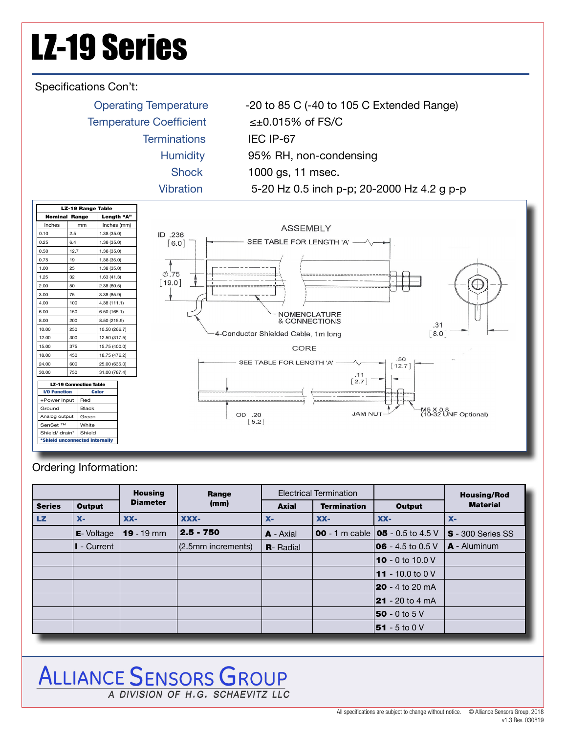# LZ-19 Series

Specifications Con't:

| | |
|---|---|
| Operating Temperature | -20 to 85 C (-40 to 105 C Extended Range) |
| Temperature Coefficient | ≤±0.015% of FS/C |
| Terminations | IEC IP-67 |
| Humidity | 95% RH, non-condensing |
| Shock | 1000 gs, 11 msec. |
| Vibration | 5-20 Hz 0.5 inch p-p; 20-2000 Hz 4.2 g p-p |

**LZ-19 Range Table**

| Nominal Range | | Length "A" |
|---|---|---|
| Inches | mm | Inches (mm) |
| 0.10 | 2.5 | 1.38 (35.0) |
| 0.25 | 6.4 | 1.38 (35.0) |
| 0.50 | 12.7 | 1.38 (35.0) |
| 0.75 | 19 | 1.38 (35.0) |
| 1.00 | 25 | 1.38 (35.0) |
| 1.25 | 32 | 1.63 (41.3) |
| 2.00 | 50 | 2.38 (60.5) |
| 3.00 | 75 | 3.38 (85.9) |
| 4.00 | 100 | 4.38 (111.1) |
| 6.00 | 150 | 6.50 (165.1) |
| 8.00 | 200 | 8.50 (215.9) |
| 10.00 | 250 | 10.50 (266.7) |
| 12.00 | 300 | 12.50 (317.5) |
| 15.00 | 375 | 15.75 (400.0) |
| 18.00 | 450 | 18.75 (476.2) |
| 24.00 | 600 | 25.00 (635.0) |
| 30.00 | 750 | 31.00 (787.4) |

**LZ-19 Connection Table**

| I/O Function | Color |
|---|---|
| +Power Input | Red |
| Ground | Black |
| Analog output | Green |
| SenSet ™ | White |
| Shield/ drain* | Shield |

*Shield unconnected internally

ASSEMBLY

ID .236 [6.0]

SEE TABLE FOR LENGTH 'A'

⌀.75 [19.0]

NOMENCLATURE & CONNECTIONS

4-Conductor Shielded Cable, 1m long

.31 [8.0]

CORE

SEE TABLE FOR LENGTH 'A'

.50 [12.7]

.11 [2.7]

OD .20 [5.2]

JAM NUT

M5 X 0.8 (10-32 UNF Optional)

Ordering Information:

| Series | Output | Housing Diameter | Range (mm) | Electrical Termination: Axial | Electrical Termination: Termination | Output | Housing/Rod Material |
|---|---|---|---|---|---|---|---|
| **LZ** | **X-** | **XX-** | **XXX-** | **X-** | **XX-** | **XX-** | **X-** |
| | **E**- Voltage | **19** - 19 mm | **2.5 - 750** | **A** - Axial | **00** - 1 m cable | **05** - 0.5 to 4.5 V | **S** - 300 Series SS |
| | **I** - Current | | (2.5mm increments) | **R**- Radial | | **06** - 4.5 to 0.5 V | **A** - Aluminum |
| | | | | | | **10** - 0 to 10.0 V | |
| | | | | | | **11** - 10.0 to 0 V | |
| | | | | | | **20** - 4 to 20 mA | |
| | | | | | | **21** - 20 to 4 mA | |
| | | | | | | **50** - 0 to 5 V | |
| | | | | | | **51** - 5 to 0 V | |

ALLIANCE SENSORS GROUP
A DIVISION OF H.G. SCHAEVITZ LLC

All specifications are subject to change without notice. © Alliance Sensors Group, 2018
v1.3 Rev. 030819